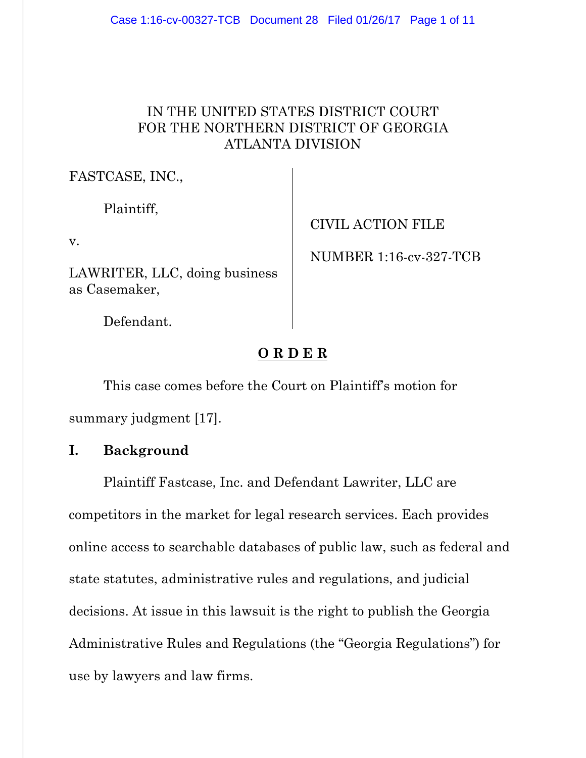IN THE UNITED STATES DISTRICT COURT
FOR THE NORTHERN DISTRICT OF GEORGIA
ATLANTA DIVISION

FASTCASE, INC.,

Plaintiff,

v.

LAWRITER, LLC, doing business as Casemaker,

Defendant.

CIVIL ACTION FILE

NUMBER 1:16-cv-327-TCB

**O R D E R**

This case comes before the Court on Plaintiff's motion for summary judgment [17].

## I. Background

Plaintiff Fastcase, Inc. and Defendant Lawriter, LLC are competitors in the market for legal research services. Each provides online access to searchable databases of public law, such as federal and state statutes, administrative rules and regulations, and judicial decisions. At issue in this lawsuit is the right to publish the Georgia Administrative Rules and Regulations (the "Georgia Regulations") for use by lawyers and law firms.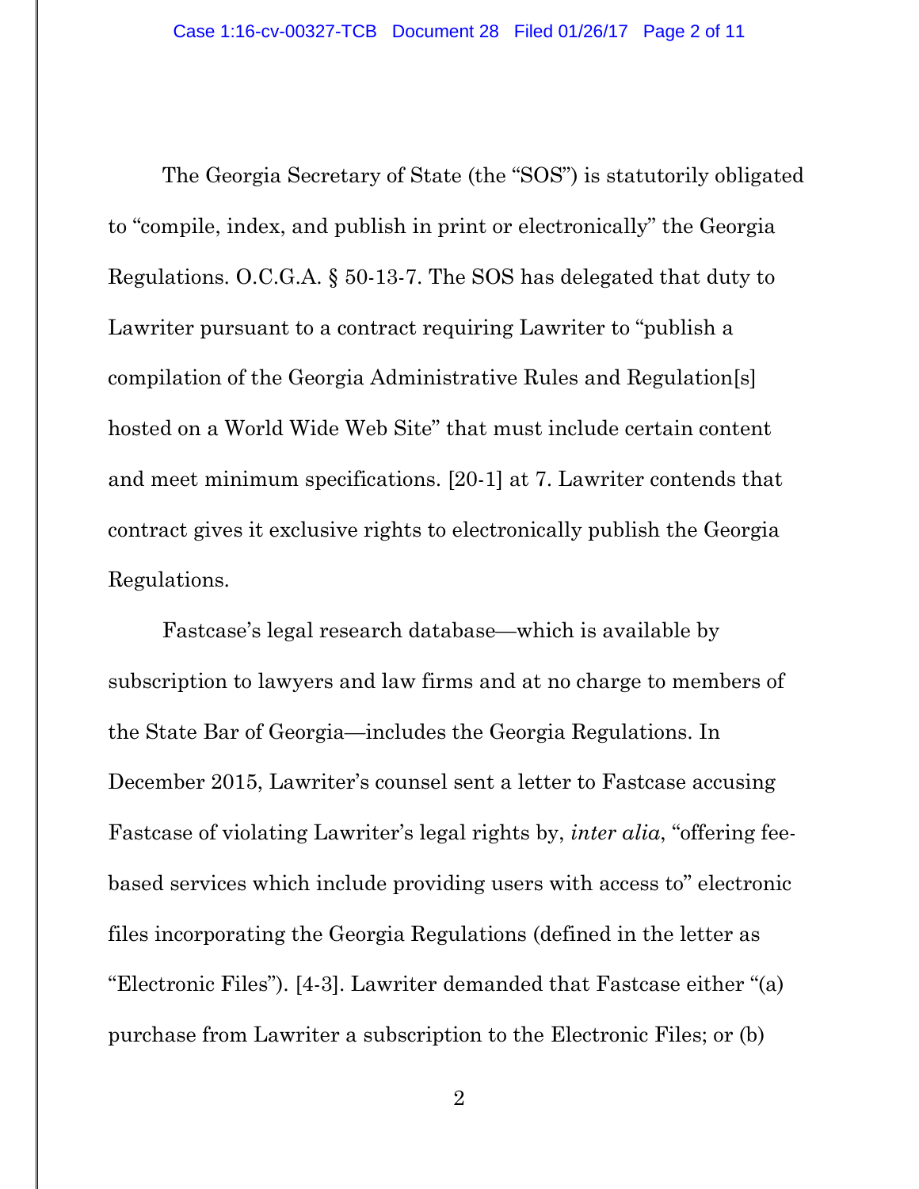The Georgia Secretary of State (the "SOS") is statutorily obligated to "compile, index, and publish in print or electronically" the Georgia Regulations. O.C.G.A. § 50-13-7. The SOS has delegated that duty to Lawriter pursuant to a contract requiring Lawriter to "publish a compilation of the Georgia Administrative Rules and Regulation[s] hosted on a World Wide Web Site" that must include certain content and meet minimum specifications. [20-1] at 7. Lawriter contends that contract gives it exclusive rights to electronically publish the Georgia Regulations.

Fastcase's legal research database—which is available by subscription to lawyers and law firms and at no charge to members of the State Bar of Georgia—includes the Georgia Regulations. In December 2015, Lawriter's counsel sent a letter to Fastcase accusing Fastcase of violating Lawriter's legal rights by, *inter alia*, "offering fee-based services which include providing users with access to" electronic files incorporating the Georgia Regulations (defined in the letter as "Electronic Files"). [4-3]. Lawriter demanded that Fastcase either "(a) purchase from Lawriter a subscription to the Electronic Files; or (b)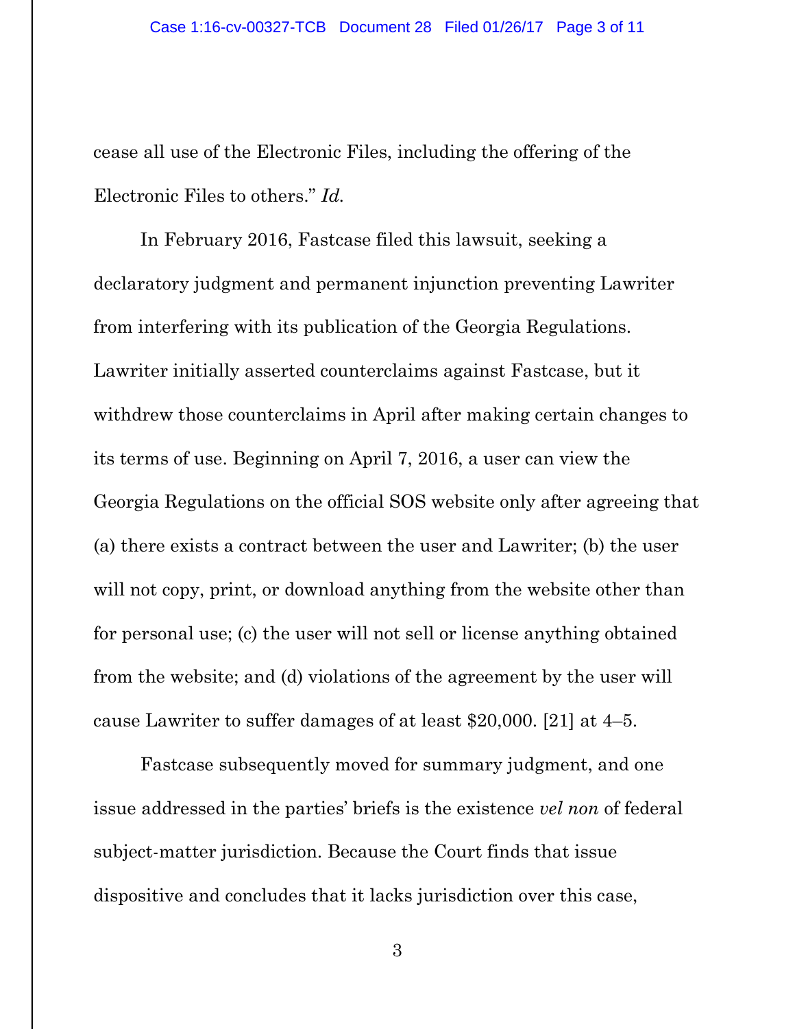cease all use of the Electronic Files, including the offering of the Electronic Files to others." *Id.*

In February 2016, Fastcase filed this lawsuit, seeking a declaratory judgment and permanent injunction preventing Lawriter from interfering with its publication of the Georgia Regulations. Lawriter initially asserted counterclaims against Fastcase, but it withdrew those counterclaims in April after making certain changes to its terms of use. Beginning on April 7, 2016, a user can view the Georgia Regulations on the official SOS website only after agreeing that (a) there exists a contract between the user and Lawriter; (b) the user will not copy, print, or download anything from the website other than for personal use; (c) the user will not sell or license anything obtained from the website; and (d) violations of the agreement by the user will cause Lawriter to suffer damages of at least $20,000. [21] at 4–5.

Fastcase subsequently moved for summary judgment, and one issue addressed in the parties' briefs is the existence *vel non* of federal subject-matter jurisdiction. Because the Court finds that issue dispositive and concludes that it lacks jurisdiction over this case,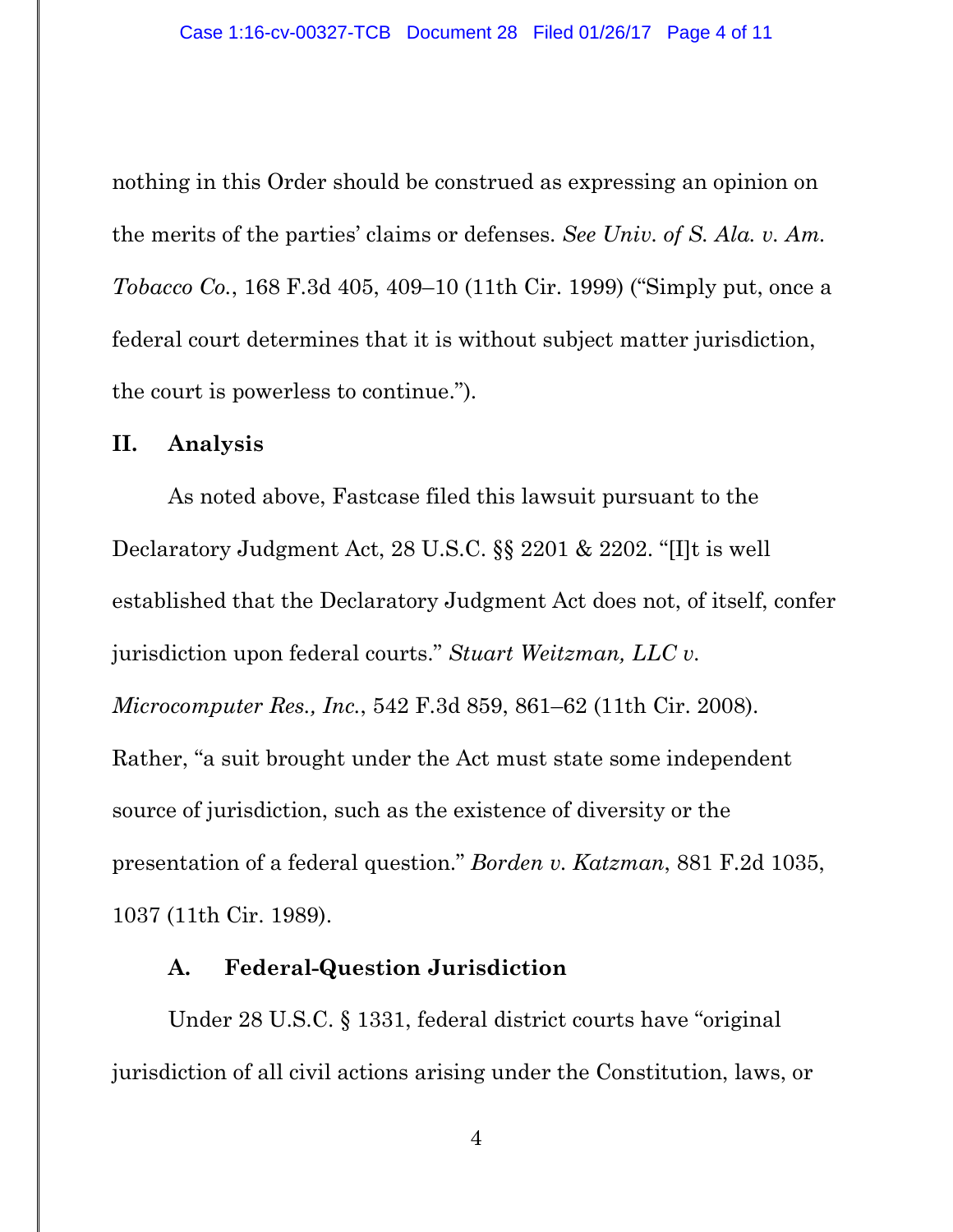nothing in this Order should be construed as expressing an opinion on the merits of the parties' claims or defenses. *See Univ. of S. Ala. v. Am. Tobacco Co.*, 168 F.3d 405, 409–10 (11th Cir. 1999) ("Simply put, once a federal court determines that it is without subject matter jurisdiction, the court is powerless to continue.").

## II. Analysis

As noted above, Fastcase filed this lawsuit pursuant to the Declaratory Judgment Act, 28 U.S.C. §§ 2201 & 2202. "[I]t is well established that the Declaratory Judgment Act does not, of itself, confer jurisdiction upon federal courts." *Stuart Weitzman, LLC v. Microcomputer Res., Inc.*, 542 F.3d 859, 861–62 (11th Cir. 2008). Rather, "a suit brought under the Act must state some independent source of jurisdiction, such as the existence of diversity or the presentation of a federal question." *Borden v. Katzman*, 881 F.2d 1035, 1037 (11th Cir. 1989).

### A. Federal-Question Jurisdiction

Under 28 U.S.C. § 1331, federal district courts have "original jurisdiction of all civil actions arising under the Constitution, laws, or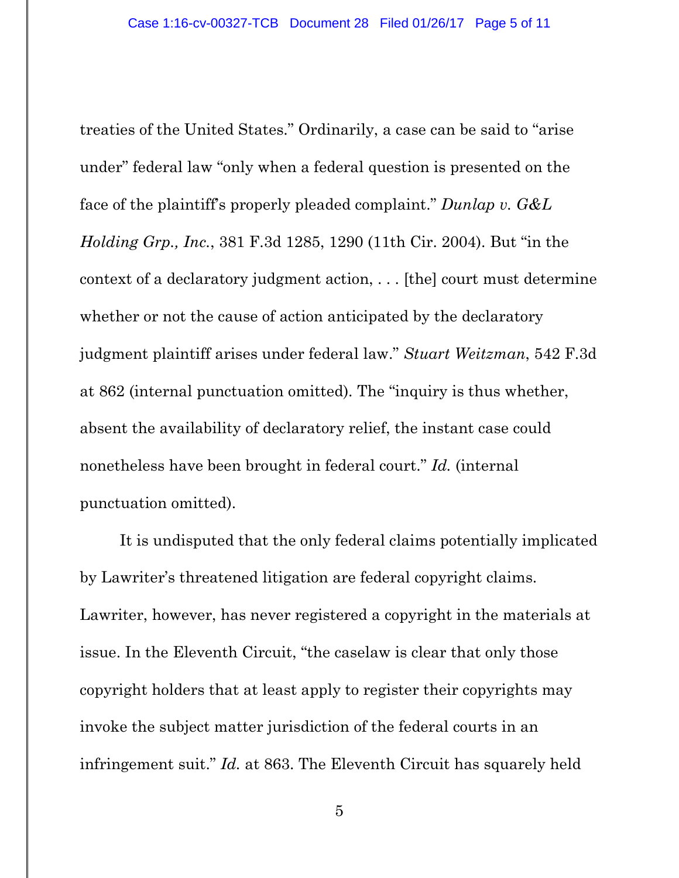treaties of the United States." Ordinarily, a case can be said to "arise under" federal law "only when a federal question is presented on the face of the plaintiff's properly pleaded complaint." *Dunlap v. G&L Holding Grp., Inc.*, 381 F.3d 1285, 1290 (11th Cir. 2004). But "in the context of a declaratory judgment action, . . . [the] court must determine whether or not the cause of action anticipated by the declaratory judgment plaintiff arises under federal law." *Stuart Weitzman*, 542 F.3d at 862 (internal punctuation omitted). The "inquiry is thus whether, absent the availability of declaratory relief, the instant case could nonetheless have been brought in federal court." *Id.* (internal punctuation omitted).

It is undisputed that the only federal claims potentially implicated by Lawriter's threatened litigation are federal copyright claims. Lawriter, however, has never registered a copyright in the materials at issue. In the Eleventh Circuit, "the caselaw is clear that only those copyright holders that at least apply to register their copyrights may invoke the subject matter jurisdiction of the federal courts in an infringement suit." *Id.* at 863. The Eleventh Circuit has squarely held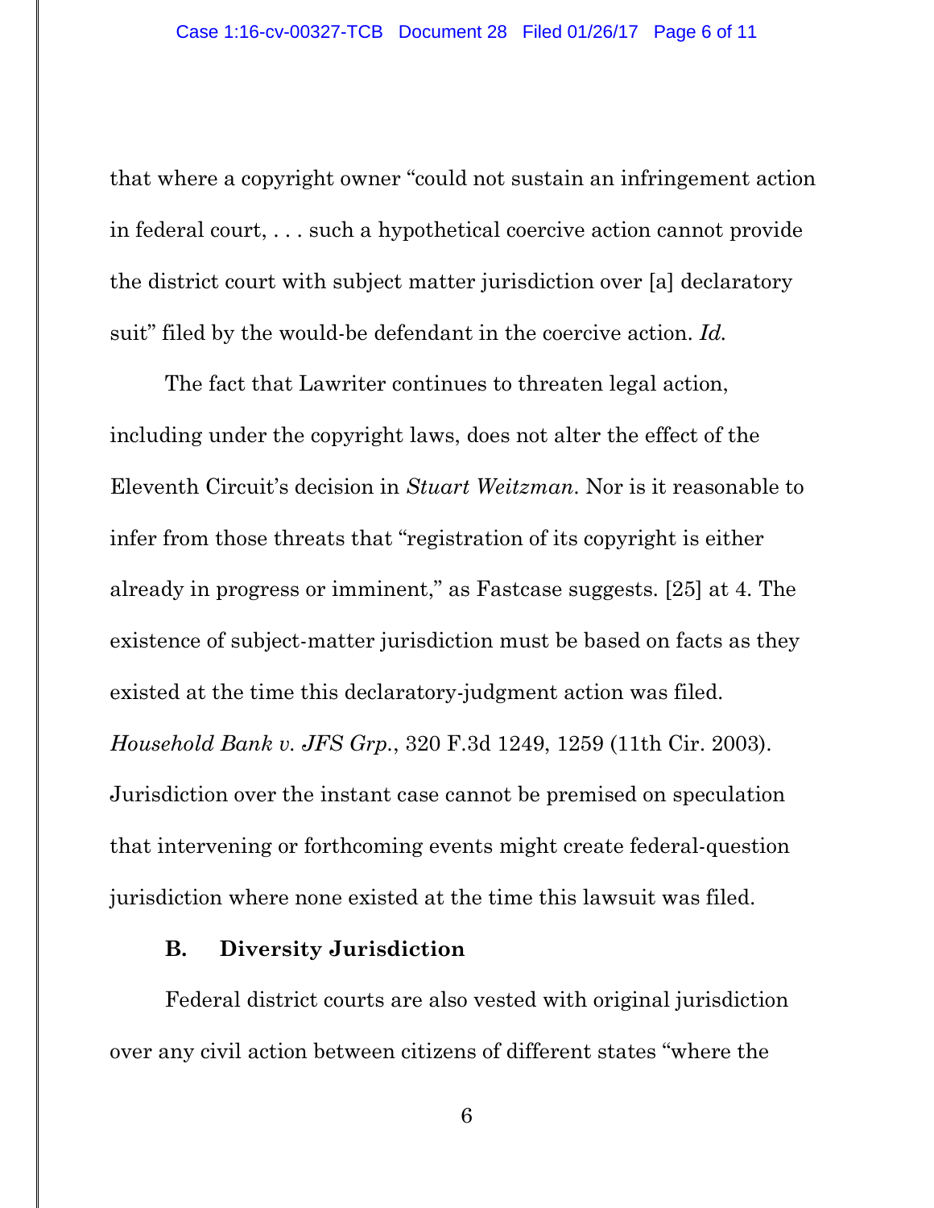that where a copyright owner "could not sustain an infringement action in federal court, . . . such a hypothetical coercive action cannot provide the district court with subject matter jurisdiction over [a] declaratory suit" filed by the would-be defendant in the coercive action. *Id.*

The fact that Lawriter continues to threaten legal action, including under the copyright laws, does not alter the effect of the Eleventh Circuit's decision in *Stuart Weitzman*. Nor is it reasonable to infer from those threats that "registration of its copyright is either already in progress or imminent," as Fastcase suggests. [25] at 4. The existence of subject-matter jurisdiction must be based on facts as they existed at the time this declaratory-judgment action was filed. *Household Bank v. JFS Grp.*, 320 F.3d 1249, 1259 (11th Cir. 2003). Jurisdiction over the instant case cannot be premised on speculation that intervening or forthcoming events might create federal-question jurisdiction where none existed at the time this lawsuit was filed.

### B. Diversity Jurisdiction

Federal district courts are also vested with original jurisdiction over any civil action between citizens of different states "where the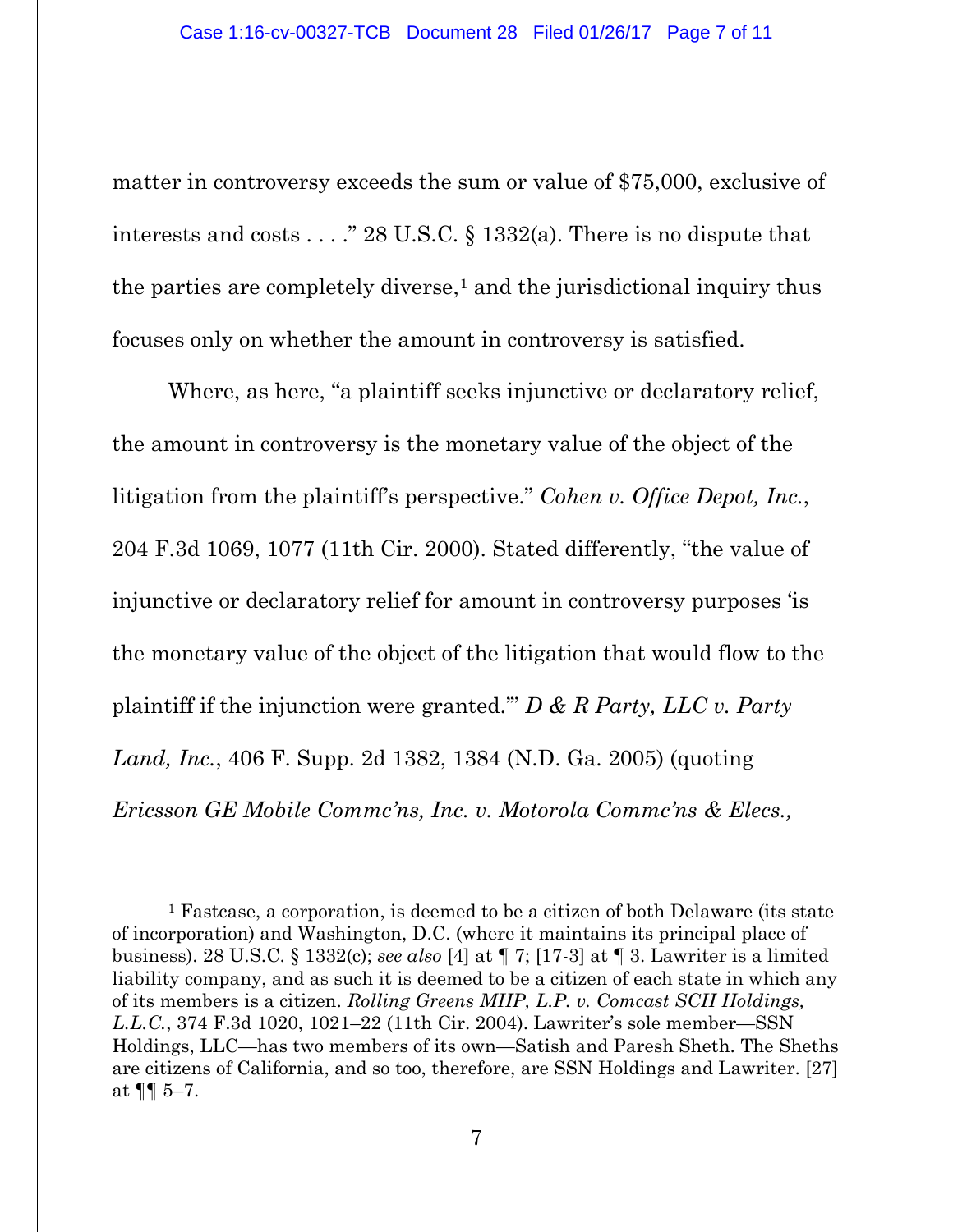matter in controversy exceeds the sum or value of $75,000, exclusive of interests and costs . . . ." 28 U.S.C. § 1332(a). There is no dispute that the parties are completely diverse,[1] and the jurisdictional inquiry thus focuses only on whether the amount in controversy is satisfied.

Where, as here, "a plaintiff seeks injunctive or declaratory relief, the amount in controversy is the monetary value of the object of the litigation from the plaintiff's perspective." *Cohen v. Office Depot, Inc.*, 204 F.3d 1069, 1077 (11th Cir. 2000). Stated differently, "the value of injunctive or declaratory relief for amount in controversy purposes 'is the monetary value of the object of the litigation that would flow to the plaintiff if the injunction were granted.'" *D & R Party, LLC v. Party Land, Inc.*, 406 F. Supp. 2d 1382, 1384 (N.D. Ga. 2005) (quoting *Ericsson GE Mobile Commc'ns, Inc. v. Motorola Commc'ns & Elecs.,*

---

[1] Fastcase, a corporation, is deemed to be a citizen of both Delaware (its state of incorporation) and Washington, D.C. (where it maintains its principal place of business). 28 U.S.C. § 1332(c); *see also* [4] at ¶ 7; [17-3] at ¶ 3. Lawriter is a limited liability company, and as such it is deemed to be a citizen of each state in which any of its members is a citizen. *Rolling Greens MHP, L.P. v. Comcast SCH Holdings, L.L.C.*, 374 F.3d 1020, 1021–22 (11th Cir. 2004). Lawriter's sole member—SSN Holdings, LLC—has two members of its own—Satish and Paresh Sheth. The Sheths are citizens of California, and so too, therefore, are SSN Holdings and Lawriter. [27] at ¶¶ 5–7.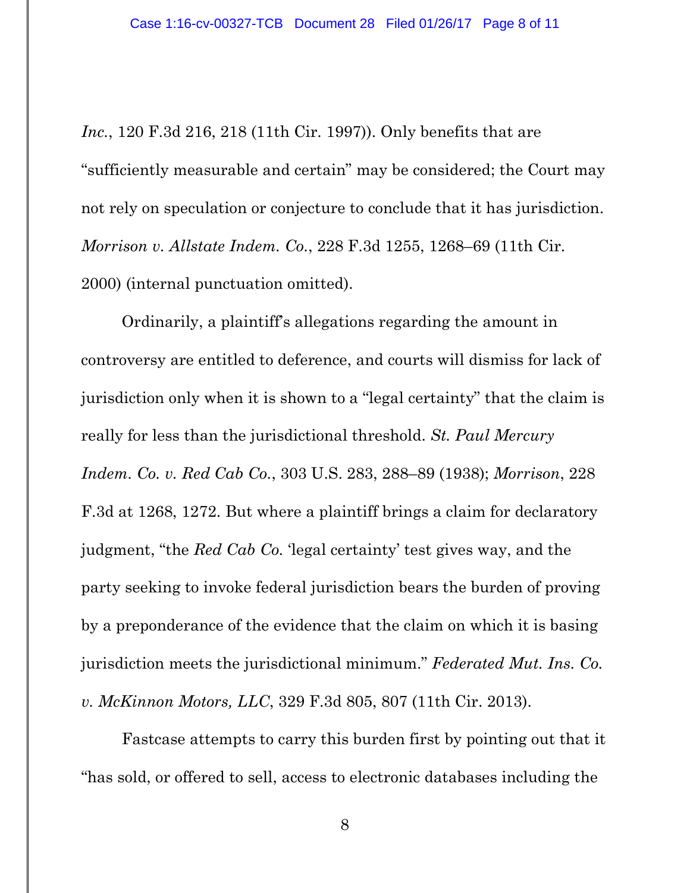*Inc.*, 120 F.3d 216, 218 (11th Cir. 1997)). Only benefits that are "sufficiently measurable and certain" may be considered; the Court may not rely on speculation or conjecture to conclude that it has jurisdiction. *Morrison v. Allstate Indem. Co.*, 228 F.3d 1255, 1268–69 (11th Cir. 2000) (internal punctuation omitted).

Ordinarily, a plaintiff's allegations regarding the amount in controversy are entitled to deference, and courts will dismiss for lack of jurisdiction only when it is shown to a "legal certainty" that the claim is really for less than the jurisdictional threshold. *St. Paul Mercury Indem. Co. v. Red Cab Co.*, 303 U.S. 283, 288–89 (1938); *Morrison*, 228 F.3d at 1268, 1272. But where a plaintiff brings a claim for declaratory judgment, "the *Red Cab Co.* 'legal certainty' test gives way, and the party seeking to invoke federal jurisdiction bears the burden of proving by a preponderance of the evidence that the claim on which it is basing jurisdiction meets the jurisdictional minimum." *Federated Mut. Ins. Co. v. McKinnon Motors, LLC*, 329 F.3d 805, 807 (11th Cir. 2013).

Fastcase attempts to carry this burden first by pointing out that it "has sold, or offered to sell, access to electronic databases including the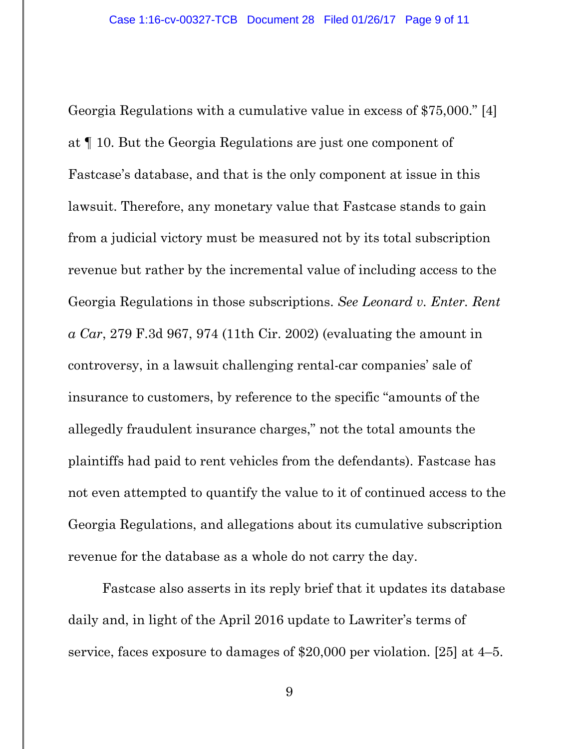Georgia Regulations with a cumulative value in excess of $75,000." [4] at ¶ 10. But the Georgia Regulations are just one component of Fastcase's database, and that is the only component at issue in this lawsuit. Therefore, any monetary value that Fastcase stands to gain from a judicial victory must be measured not by its total subscription revenue but rather by the incremental value of including access to the Georgia Regulations in those subscriptions. *See Leonard v. Enter. Rent a Car*, 279 F.3d 967, 974 (11th Cir. 2002) (evaluating the amount in controversy, in a lawsuit challenging rental-car companies' sale of insurance to customers, by reference to the specific "amounts of the allegedly fraudulent insurance charges," not the total amounts the plaintiffs had paid to rent vehicles from the defendants). Fastcase has not even attempted to quantify the value to it of continued access to the Georgia Regulations, and allegations about its cumulative subscription revenue for the database as a whole do not carry the day.

Fastcase also asserts in its reply brief that it updates its database daily and, in light of the April 2016 update to Lawriter's terms of service, faces exposure to damages of $20,000 per violation. [25] at 4–5.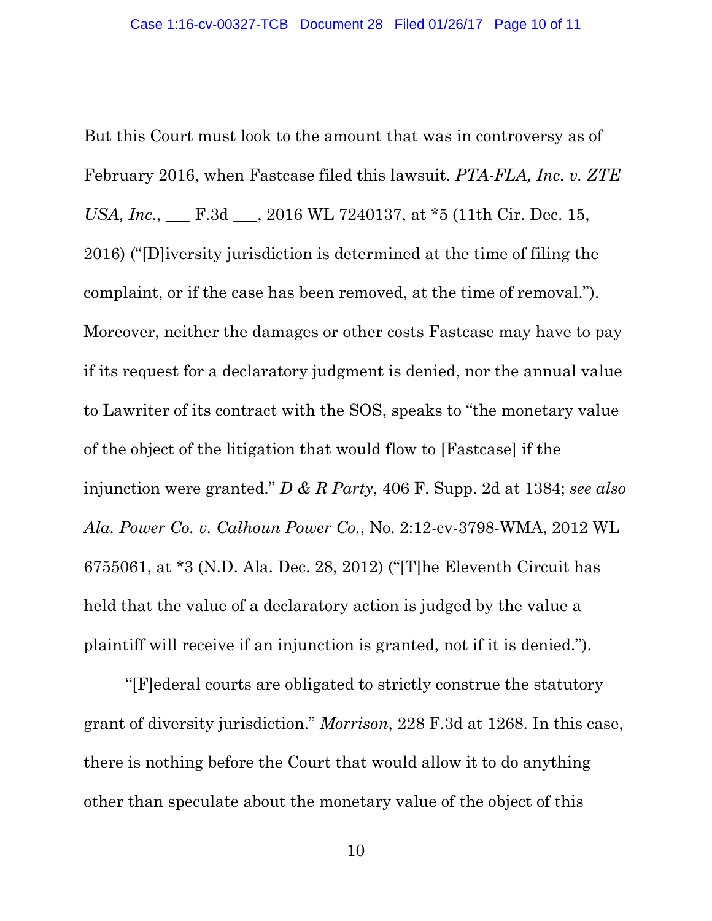But this Court must look to the amount that was in controversy as of February 2016, when Fastcase filed this lawsuit. *PTA-FLA, Inc. v. ZTE USA, Inc.*, ___ F.3d ___, 2016 WL 7240137, at *5 (11th Cir. Dec. 15, 2016) ("[D]iversity jurisdiction is determined at the time of filing the complaint, or if the case has been removed, at the time of removal."). Moreover, neither the damages or other costs Fastcase may have to pay if its request for a declaratory judgment is denied, nor the annual value to Lawriter of its contract with the SOS, speaks to "the monetary value of the object of the litigation that would flow to [Fastcase] if the injunction were granted." *D & R Party*, 406 F. Supp. 2d at 1384; *see also Ala. Power Co. v. Calhoun Power Co.*, No. 2:12-cv-3798-WMA, 2012 WL 6755061, at *3 (N.D. Ala. Dec. 28, 2012) ("[T]he Eleventh Circuit has held that the value of a declaratory action is judged by the value a plaintiff will receive if an injunction is granted, not if it is denied.").

"[F]ederal courts are obligated to strictly construe the statutory grant of diversity jurisdiction." *Morrison*, 228 F.3d at 1268. In this case, there is nothing before the Court that would allow it to do anything other than speculate about the monetary value of the object of this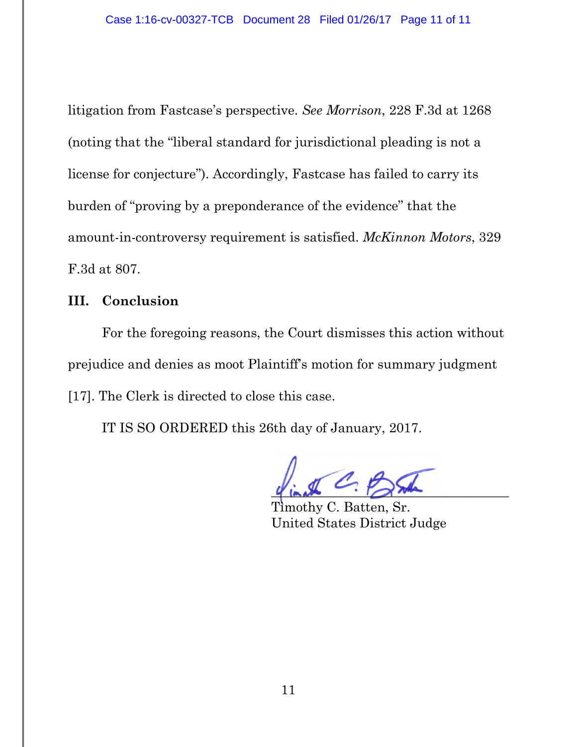litigation from Fastcase's perspective. *See Morrison*, 228 F.3d at 1268 (noting that the "liberal standard for jurisdictional pleading is not a license for conjecture"). Accordingly, Fastcase has failed to carry its burden of "proving by a preponderance of the evidence" that the amount-in-controversy requirement is satisfied. *McKinnon Motors*, 329 F.3d at 807.

## III. Conclusion

For the foregoing reasons, the Court dismisses this action without prejudice and denies as moot Plaintiff's motion for summary judgment [17]. The Clerk is directed to close this case.

IT IS SO ORDERED this 26th day of January, 2017.

Timothy C. Batten, Sr.
United States District Judge